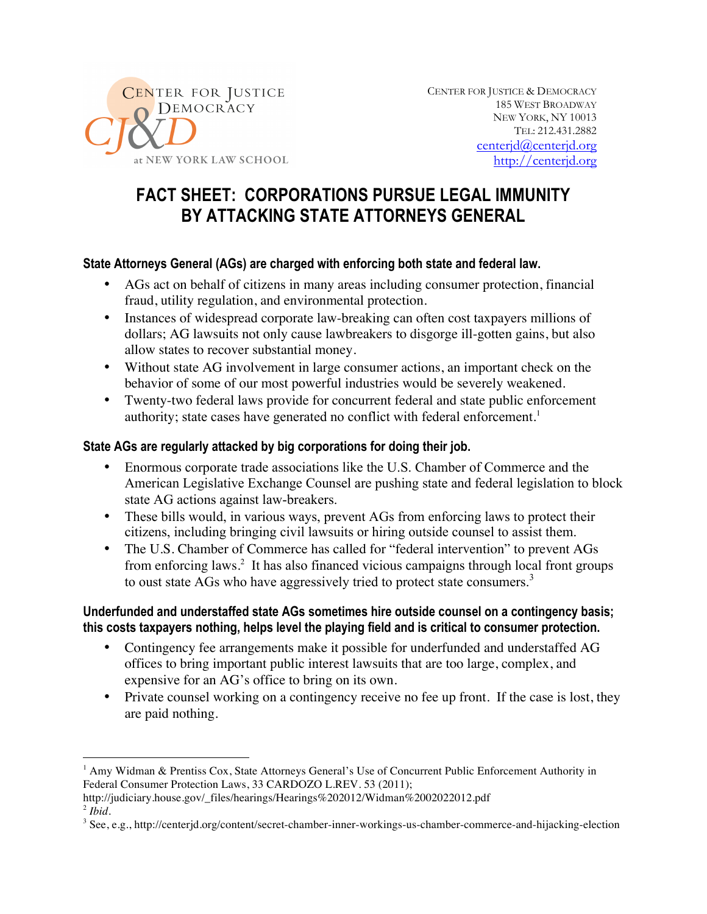CENTER FOR JUSTICE & DEMOCRACY
at NEW YORK LAW SCHOOL

CENTER FOR JUSTICE & DEMOCRACY
185 WEST BROADWAY
NEW YORK, NY 10013
TEL: 212.431.2882
centerjd@centerjd.org
http://centerjd.org

# FACT SHEET: CORPORATIONS PURSUE LEGAL IMMUNITY BY ATTACKING STATE ATTORNEYS GENERAL

**State Attorneys General (AGs) are charged with enforcing both state and federal law.**

- AGs act on behalf of citizens in many areas including consumer protection, financial fraud, utility regulation, and environmental protection.
- Instances of widespread corporate law-breaking can often cost taxpayers millions of dollars; AG lawsuits not only cause lawbreakers to disgorge ill-gotten gains, but also allow states to recover substantial money.
- Without state AG involvement in large consumer actions, an important check on the behavior of some of our most powerful industries would be severely weakened.
- Twenty-two federal laws provide for concurrent federal and state public enforcement authority; state cases have generated no conflict with federal enforcement.[1]

**State AGs are regularly attacked by big corporations for doing their job.**

- Enormous corporate trade associations like the U.S. Chamber of Commerce and the American Legislative Exchange Counsel are pushing state and federal legislation to block state AG actions against law-breakers.
- These bills would, in various ways, prevent AGs from enforcing laws to protect their citizens, including bringing civil lawsuits or hiring outside counsel to assist them.
- The U.S. Chamber of Commerce has called for "federal intervention" to prevent AGs from enforcing laws.[2] It has also financed vicious campaigns through local front groups to oust state AGs who have aggressively tried to protect state consumers.[3]

**Underfunded and understaffed state AGs sometimes hire outside counsel on a contingency basis; this costs taxpayers nothing, helps level the playing field and is critical to consumer protection.**

- Contingency fee arrangements make it possible for underfunded and understaffed AG offices to bring important public interest lawsuits that are too large, complex, and expensive for an AG's office to bring on its own.
- Private counsel working on a contingency receive no fee up front. If the case is lost, they are paid nothing.

---

[1] Amy Widman & Prentiss Cox, State Attorneys General's Use of Concurrent Public Enforcement Authority in Federal Consumer Protection Laws, 33 CARDOZO L.REV. 53 (2011); http://judiciary.house.gov/_files/hearings/Hearings%202012/Widman%2002022012.pdf

[2] *Ibid.*

[3] See, e.g., http://centerjd.org/content/secret-chamber-inner-workings-us-chamber-commerce-and-hijacking-election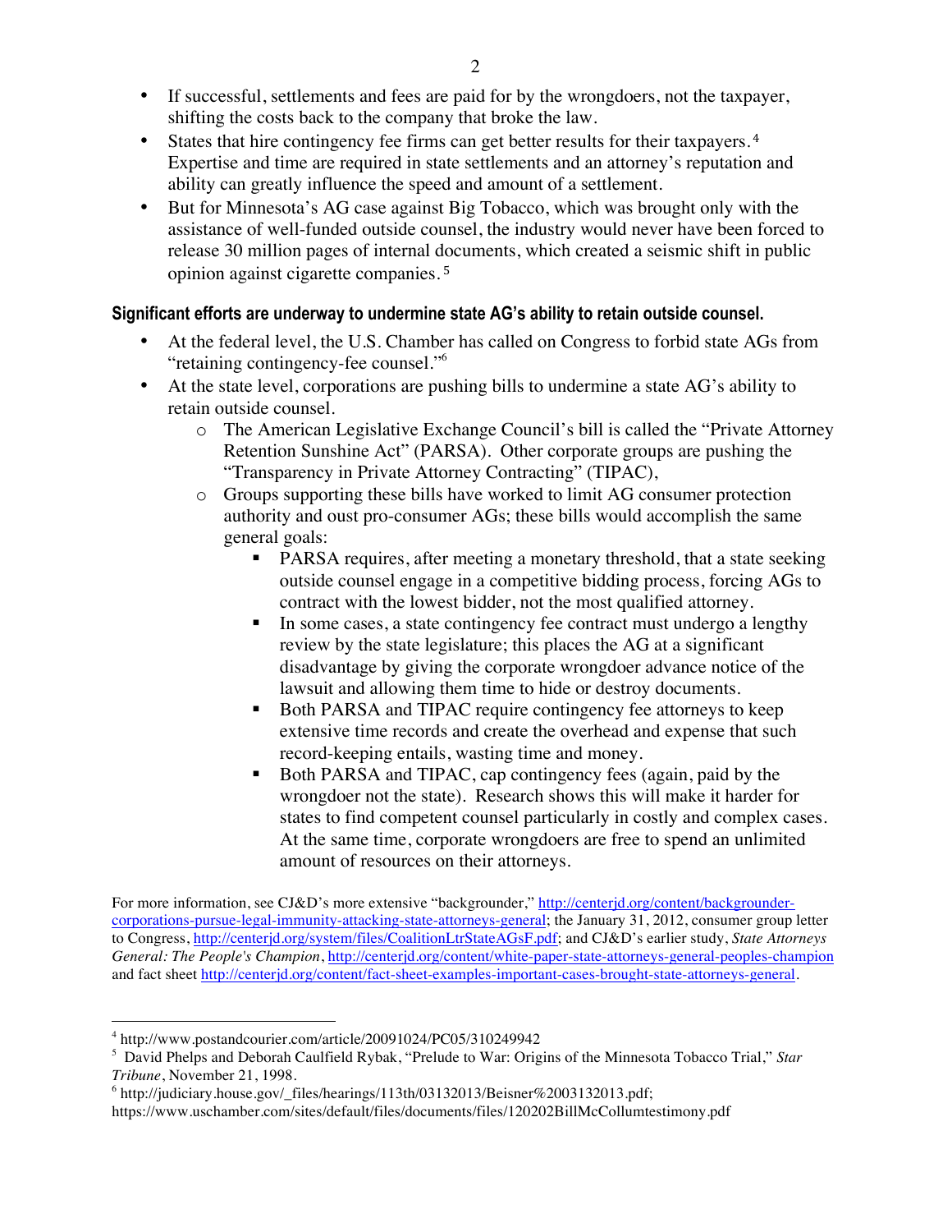- If successful, settlements and fees are paid for by the wrongdoers, not the taxpayer, shifting the costs back to the company that broke the law.
- States that hire contingency fee firms can get better results for their taxpayers.[4] Expertise and time are required in state settlements and an attorney's reputation and ability can greatly influence the speed and amount of a settlement.
- But for Minnesota's AG case against Big Tobacco, which was brought only with the assistance of well-funded outside counsel, the industry would never have been forced to release 30 million pages of internal documents, which created a seismic shift in public opinion against cigarette companies.[5]

### Significant efforts are underway to undermine state AG's ability to retain outside counsel.

- At the federal level, the U.S. Chamber has called on Congress to forbid state AGs from "retaining contingency-fee counsel."[6]
- At the state level, corporations are pushing bills to undermine a state AG's ability to retain outside counsel.
  - The American Legislative Exchange Council's bill is called the "Private Attorney Retention Sunshine Act" (PARSA). Other corporate groups are pushing the "Transparency in Private Attorney Contracting" (TIPAC),
  - Groups supporting these bills have worked to limit AG consumer protection authority and oust pro-consumer AGs; these bills would accomplish the same general goals:
    - PARSA requires, after meeting a monetary threshold, that a state seeking outside counsel engage in a competitive bidding process, forcing AGs to contract with the lowest bidder, not the most qualified attorney.
    - In some cases, a state contingency fee contract must undergo a lengthy review by the state legislature; this places the AG at a significant disadvantage by giving the corporate wrongdoer advance notice of the lawsuit and allowing them time to hide or destroy documents.
    - Both PARSA and TIPAC require contingency fee attorneys to keep extensive time records and create the overhead and expense that such record-keeping entails, wasting time and money.
    - Both PARSA and TIPAC, cap contingency fees (again, paid by the wrongdoer not the state). Research shows this will make it harder for states to find competent counsel particularly in costly and complex cases. At the same time, corporate wrongdoers are free to spend an unlimited amount of resources on their attorneys.

For more information, see CJ&D's more extensive "backgrounder," http://centerjd.org/content/backgrounder-corporations-pursue-legal-immunity-attacking-state-attorneys-general; the January 31, 2012, consumer group letter to Congress, http://centerjd.org/system/files/CoalitionLtrStateAGsF.pdf; and CJ&D's earlier study, *State Attorneys General: The People's Champion*, http://centerjd.org/content/white-paper-state-attorneys-general-peoples-champion and fact sheet http://centerjd.org/content/fact-sheet-examples-important-cases-brought-state-attorneys-general.

---

[4] http://www.postandcourier.com/article/20091024/PC05/310249942

[5] David Phelps and Deborah Caulfield Rybak, "Prelude to War: Origins of the Minnesota Tobacco Trial," *Star Tribune*, November 21, 1998.

[6] http://judiciary.house.gov/_files/hearings/113th/03132013/Beisner%2003132013.pdf; https://www.uschamber.com/sites/default/files/documents/files/120202BillMcCollumtestimony.pdf